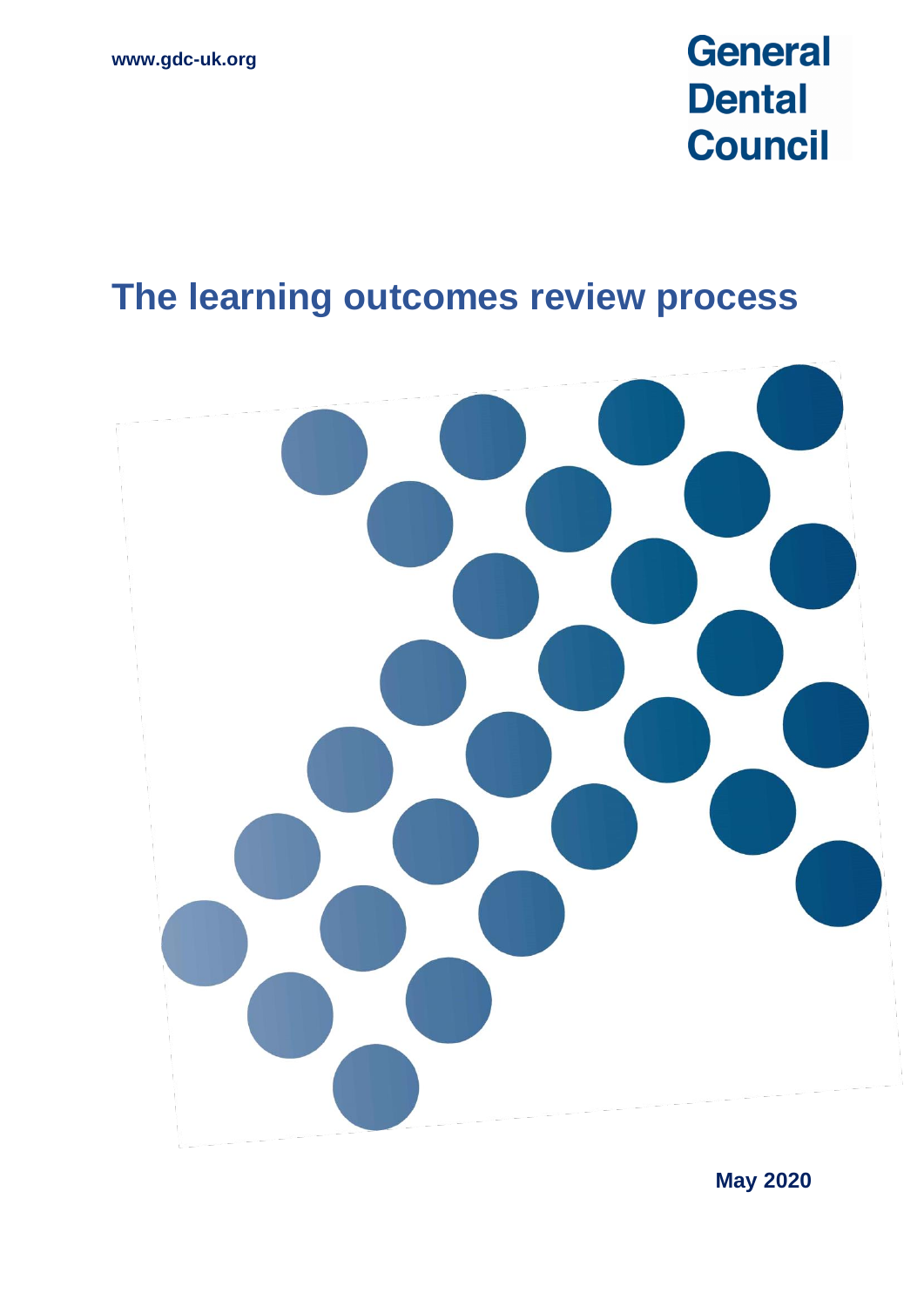www.gdc-uk.org

**General Dental Council**

# The learning outcomes review process

**May 2020**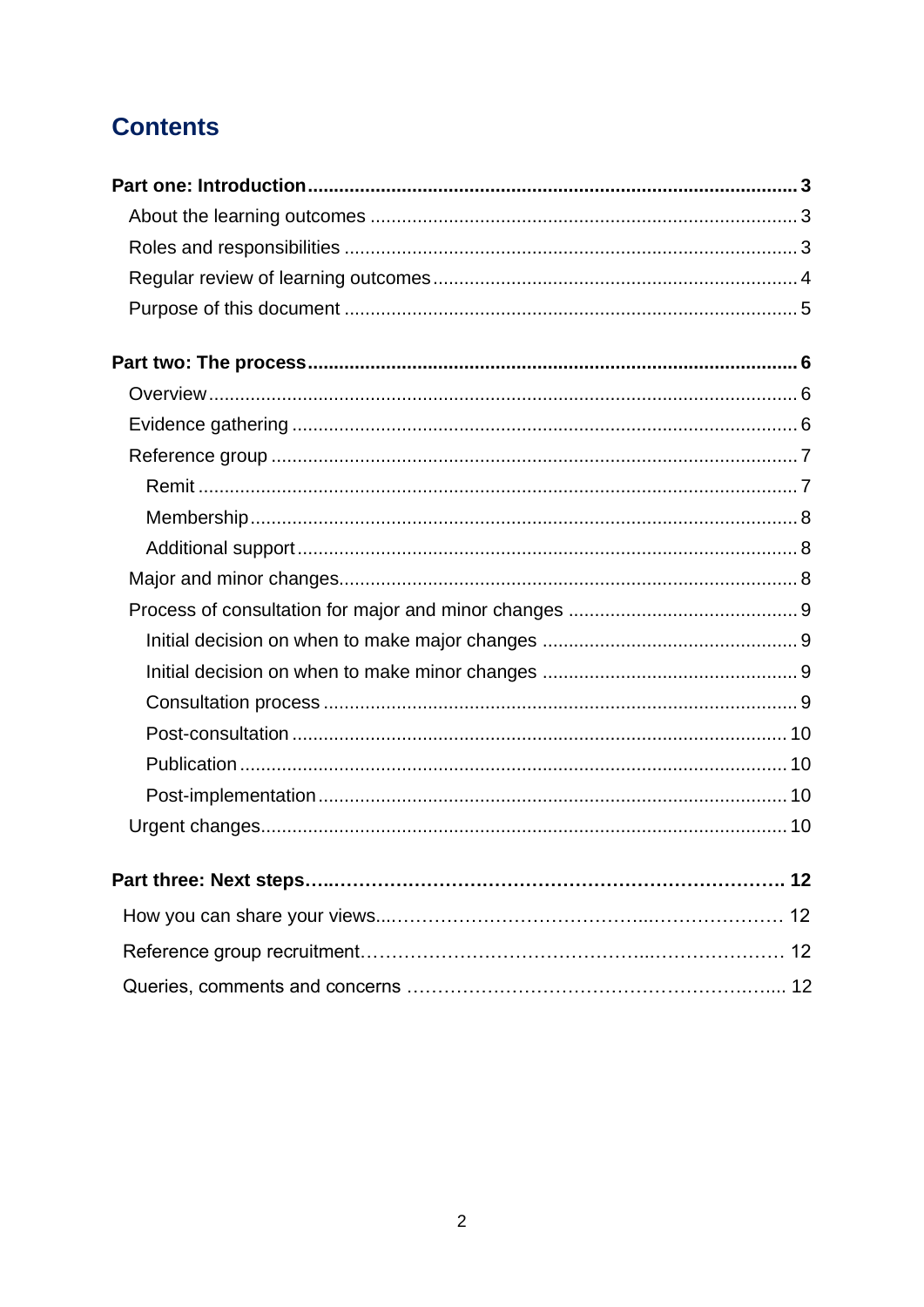# Contents

**Part one: Introduction** .......... **3**

- About the learning outcomes .......... 3
- Roles and responsibilities .......... 3
- Regular review of learning outcomes .......... 4
- Purpose of this document .......... 5

**Part two: The process** .......... **6**

- Overview .......... 6
- Evidence gathering .......... 6
- Reference group .......... 7
  - Remit .......... 7
  - Membership .......... 8
  - Additional support .......... 8
- Major and minor changes .......... 8
- Process of consultation for major and minor changes .......... 9
  - Initial decision on when to make major changes .......... 9
  - Initial decision on when to make minor changes .......... 9
  - Consultation process .......... 9
  - Post-consultation .......... 10
  - Publication .......... 10
  - Post-implementation .......... 10
- Urgent changes .......... 10

**Part three: Next steps** .......... **12**

- How you can share your views .......... 12
- Reference group recruitment .......... 12
- Queries, comments and concerns .......... 12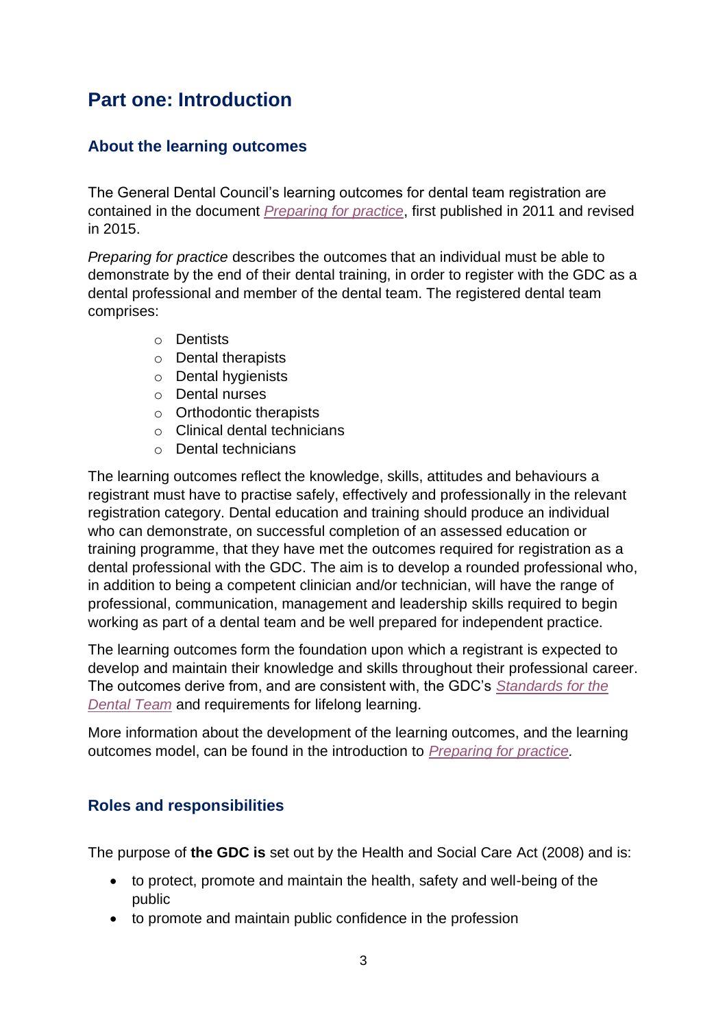# Part one: Introduction

## About the learning outcomes

The General Dental Council's learning outcomes for dental team registration are contained in the document *Preparing for practice*, first published in 2011 and revised in 2015.

*Preparing for practice* describes the outcomes that an individual must be able to demonstrate by the end of their dental training, in order to register with the GDC as a dental professional and member of the dental team. The registered dental team comprises:

- Dentists
- Dental therapists
- Dental hygienists
- Dental nurses
- Orthodontic therapists
- Clinical dental technicians
- Dental technicians

The learning outcomes reflect the knowledge, skills, attitudes and behaviours a registrant must have to practise safely, effectively and professionally in the relevant registration category. Dental education and training should produce an individual who can demonstrate, on successful completion of an assessed education or training programme, that they have met the outcomes required for registration as a dental professional with the GDC. The aim is to develop a rounded professional who, in addition to being a competent clinician and/or technician, will have the range of professional, communication, management and leadership skills required to begin working as part of a dental team and be well prepared for independent practice.

The learning outcomes form the foundation upon which a registrant is expected to develop and maintain their knowledge and skills throughout their professional career. The outcomes derive from, and are consistent with, the GDC's *Standards for the Dental Team* and requirements for lifelong learning.

More information about the development of the learning outcomes, and the learning outcomes model, can be found in the introduction to *Preparing for practice.*

## Roles and responsibilities

The purpose of **the GDC is** set out by the Health and Social Care Act (2008) and is:

- to protect, promote and maintain the health, safety and well-being of the public
- to promote and maintain public confidence in the profession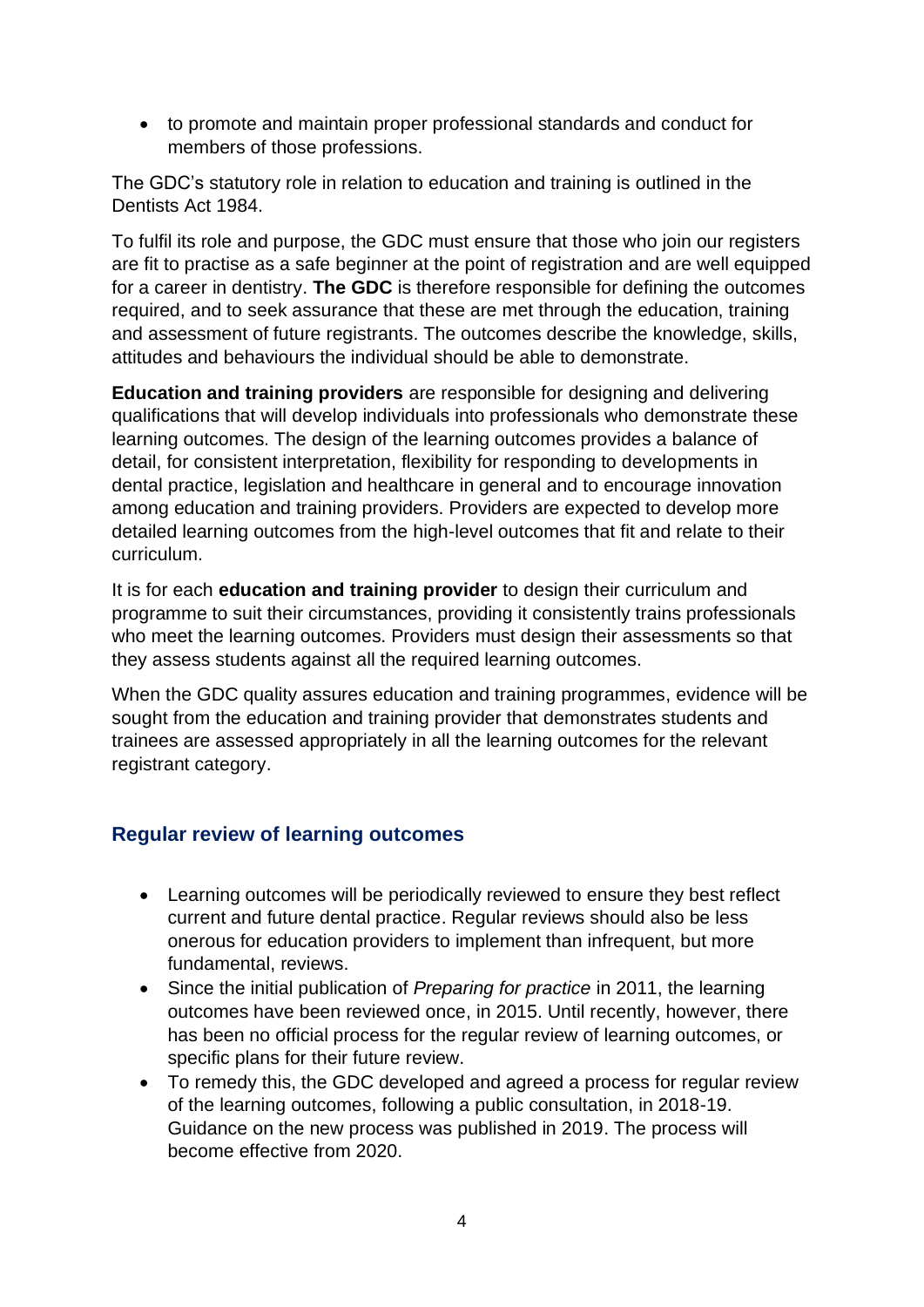- to promote and maintain proper professional standards and conduct for members of those professions.

The GDC's statutory role in relation to education and training is outlined in the Dentists Act 1984.

To fulfil its role and purpose, the GDC must ensure that those who join our registers are fit to practise as a safe beginner at the point of registration and are well equipped for a career in dentistry. **The GDC** is therefore responsible for defining the outcomes required, and to seek assurance that these are met through the education, training and assessment of future registrants. The outcomes describe the knowledge, skills, attitudes and behaviours the individual should be able to demonstrate.

**Education and training providers** are responsible for designing and delivering qualifications that will develop individuals into professionals who demonstrate these learning outcomes. The design of the learning outcomes provides a balance of detail, for consistent interpretation, flexibility for responding to developments in dental practice, legislation and healthcare in general and to encourage innovation among education and training providers. Providers are expected to develop more detailed learning outcomes from the high-level outcomes that fit and relate to their curriculum.

It is for each **education and training provider** to design their curriculum and programme to suit their circumstances, providing it consistently trains professionals who meet the learning outcomes. Providers must design their assessments so that they assess students against all the required learning outcomes.

When the GDC quality assures education and training programmes, evidence will be sought from the education and training provider that demonstrates students and trainees are assessed appropriately in all the learning outcomes for the relevant registrant category.

## Regular review of learning outcomes

- Learning outcomes will be periodically reviewed to ensure they best reflect current and future dental practice. Regular reviews should also be less onerous for education providers to implement than infrequent, but more fundamental, reviews.
- Since the initial publication of *Preparing for practice* in 2011, the learning outcomes have been reviewed once, in 2015. Until recently, however, there has been no official process for the regular review of learning outcomes, or specific plans for their future review.
- To remedy this, the GDC developed and agreed a process for regular review of the learning outcomes, following a public consultation, in 2018-19. Guidance on the new process was published in 2019. The process will become effective from 2020.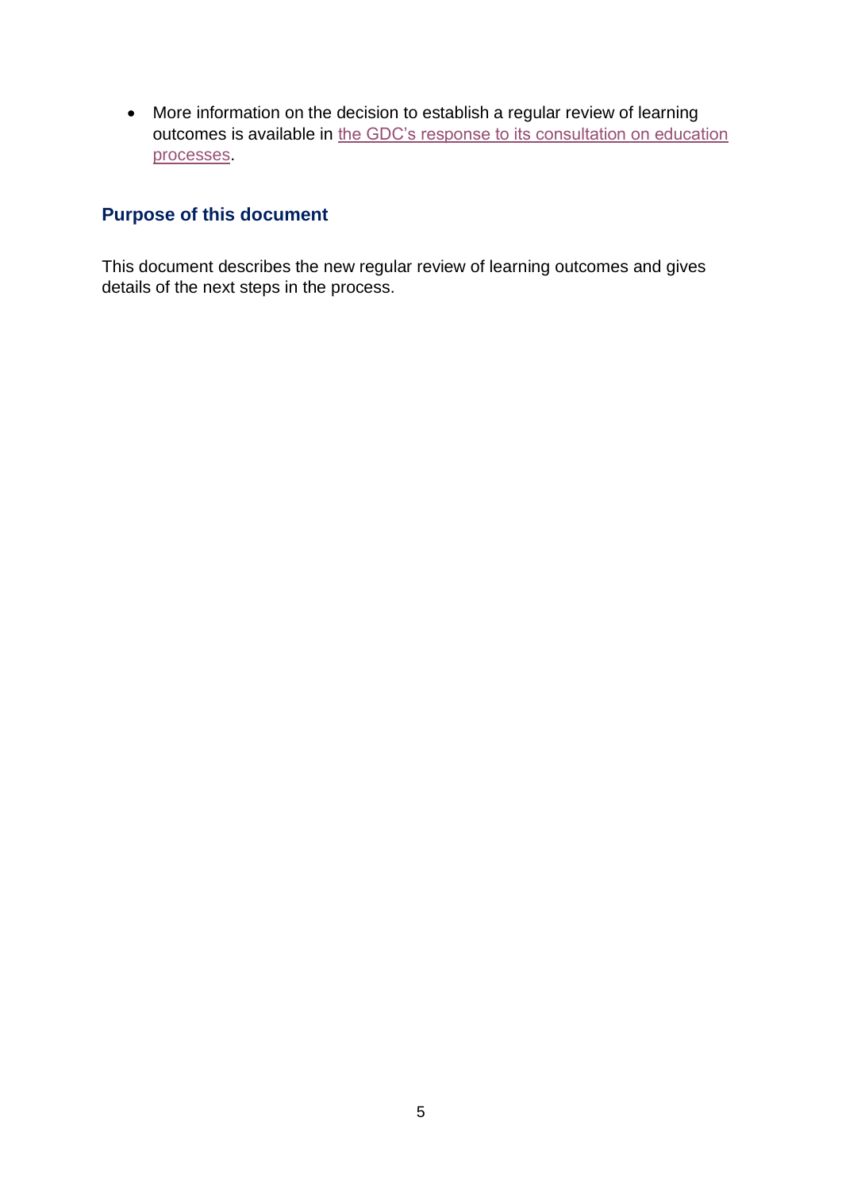- More information on the decision to establish a regular review of learning outcomes is available in the GDC's response to its consultation on education processes.

## Purpose of this document

This document describes the new regular review of learning outcomes and gives details of the next steps in the process.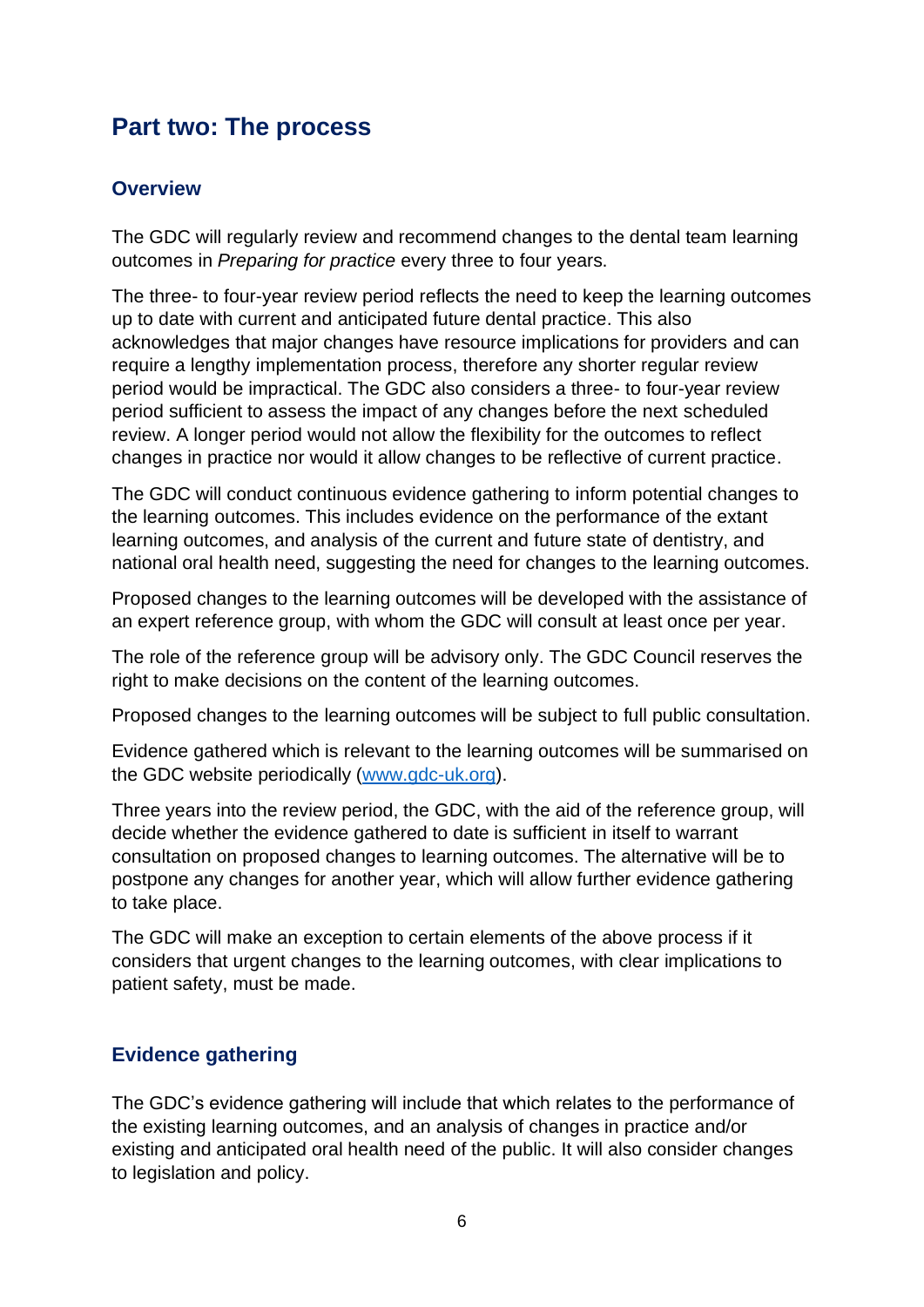## Part two: The process

### Overview

The GDC will regularly review and recommend changes to the dental team learning outcomes in *Preparing for practice* every three to four years.

The three- to four-year review period reflects the need to keep the learning outcomes up to date with current and anticipated future dental practice. This also acknowledges that major changes have resource implications for providers and can require a lengthy implementation process, therefore any shorter regular review period would be impractical. The GDC also considers a three- to four-year review period sufficient to assess the impact of any changes before the next scheduled review. A longer period would not allow the flexibility for the outcomes to reflect changes in practice nor would it allow changes to be reflective of current practice.

The GDC will conduct continuous evidence gathering to inform potential changes to the learning outcomes. This includes evidence on the performance of the extant learning outcomes, and analysis of the current and future state of dentistry, and national oral health need, suggesting the need for changes to the learning outcomes.

Proposed changes to the learning outcomes will be developed with the assistance of an expert reference group, with whom the GDC will consult at least once per year.

The role of the reference group will be advisory only. The GDC Council reserves the right to make decisions on the content of the learning outcomes.

Proposed changes to the learning outcomes will be subject to full public consultation.

Evidence gathered which is relevant to the learning outcomes will be summarised on the GDC website periodically ([www.gdc-uk.org](http://www.gdc-uk.org)).

Three years into the review period, the GDC, with the aid of the reference group, will decide whether the evidence gathered to date is sufficient in itself to warrant consultation on proposed changes to learning outcomes. The alternative will be to postpone any changes for another year, which will allow further evidence gathering to take place.

The GDC will make an exception to certain elements of the above process if it considers that urgent changes to the learning outcomes, with clear implications to patient safety, must be made.

### Evidence gathering

The GDC's evidence gathering will include that which relates to the performance of the existing learning outcomes, and an analysis of changes in practice and/or existing and anticipated oral health need of the public. It will also consider changes to legislation and policy.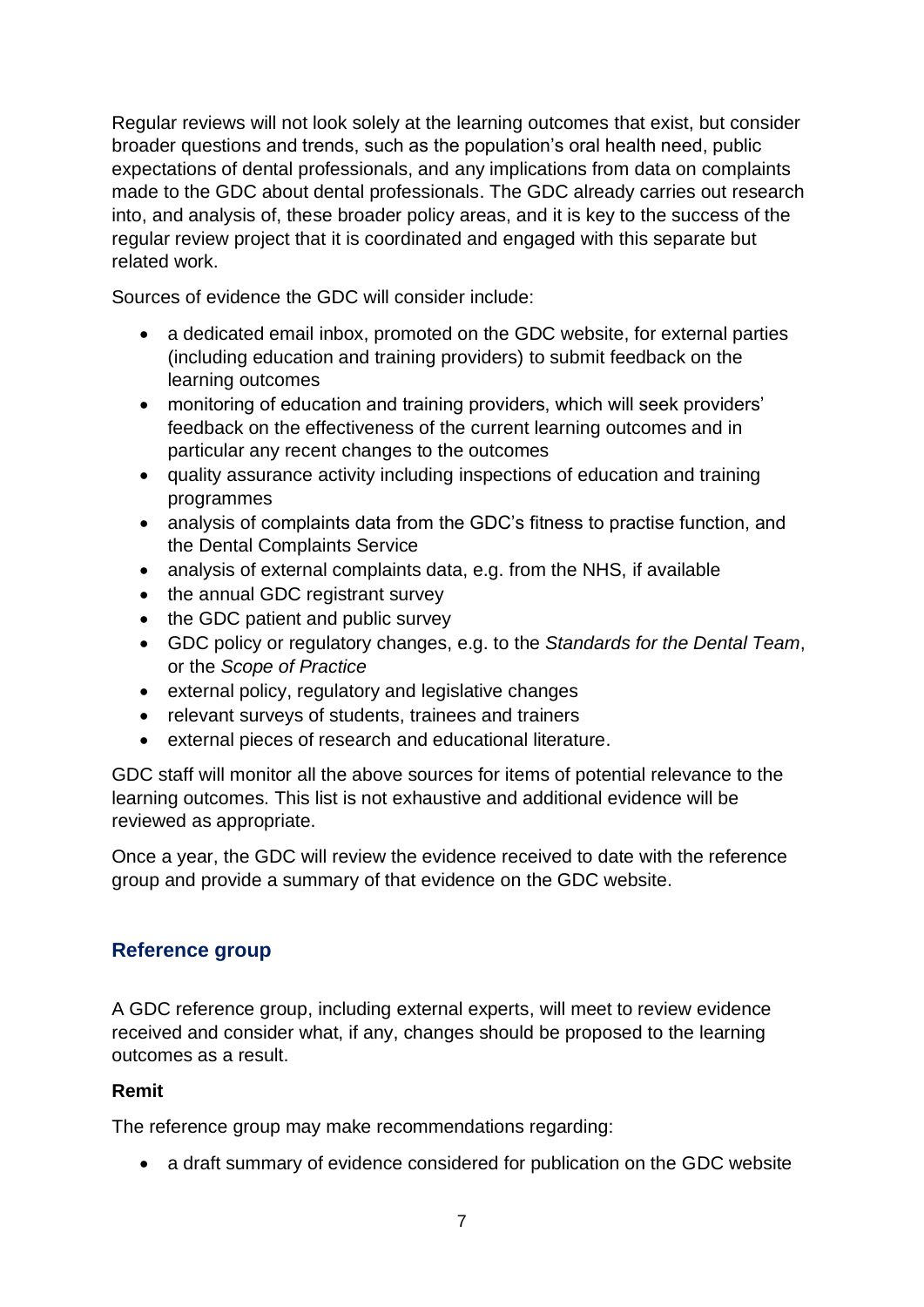Regular reviews will not look solely at the learning outcomes that exist, but consider broader questions and trends, such as the population's oral health need, public expectations of dental professionals, and any implications from data on complaints made to the GDC about dental professionals. The GDC already carries out research into, and analysis of, these broader policy areas, and it is key to the success of the regular review project that it is coordinated and engaged with this separate but related work.

Sources of evidence the GDC will consider include:

- a dedicated email inbox, promoted on the GDC website, for external parties (including education and training providers) to submit feedback on the learning outcomes
- monitoring of education and training providers, which will seek providers' feedback on the effectiveness of the current learning outcomes and in particular any recent changes to the outcomes
- quality assurance activity including inspections of education and training programmes
- analysis of complaints data from the GDC's fitness to practise function, and the Dental Complaints Service
- analysis of external complaints data, e.g. from the NHS, if available
- the annual GDC registrant survey
- the GDC patient and public survey
- GDC policy or regulatory changes, e.g. to the *Standards for the Dental Team*, or the *Scope of Practice*
- external policy, regulatory and legislative changes
- relevant surveys of students, trainees and trainers
- external pieces of research and educational literature.

GDC staff will monitor all the above sources for items of potential relevance to the learning outcomes. This list is not exhaustive and additional evidence will be reviewed as appropriate.

Once a year, the GDC will review the evidence received to date with the reference group and provide a summary of that evidence on the GDC website.

## Reference group

A GDC reference group, including external experts, will meet to review evidence received and consider what, if any, changes should be proposed to the learning outcomes as a result.

### Remit

The reference group may make recommendations regarding:

- a draft summary of evidence considered for publication on the GDC website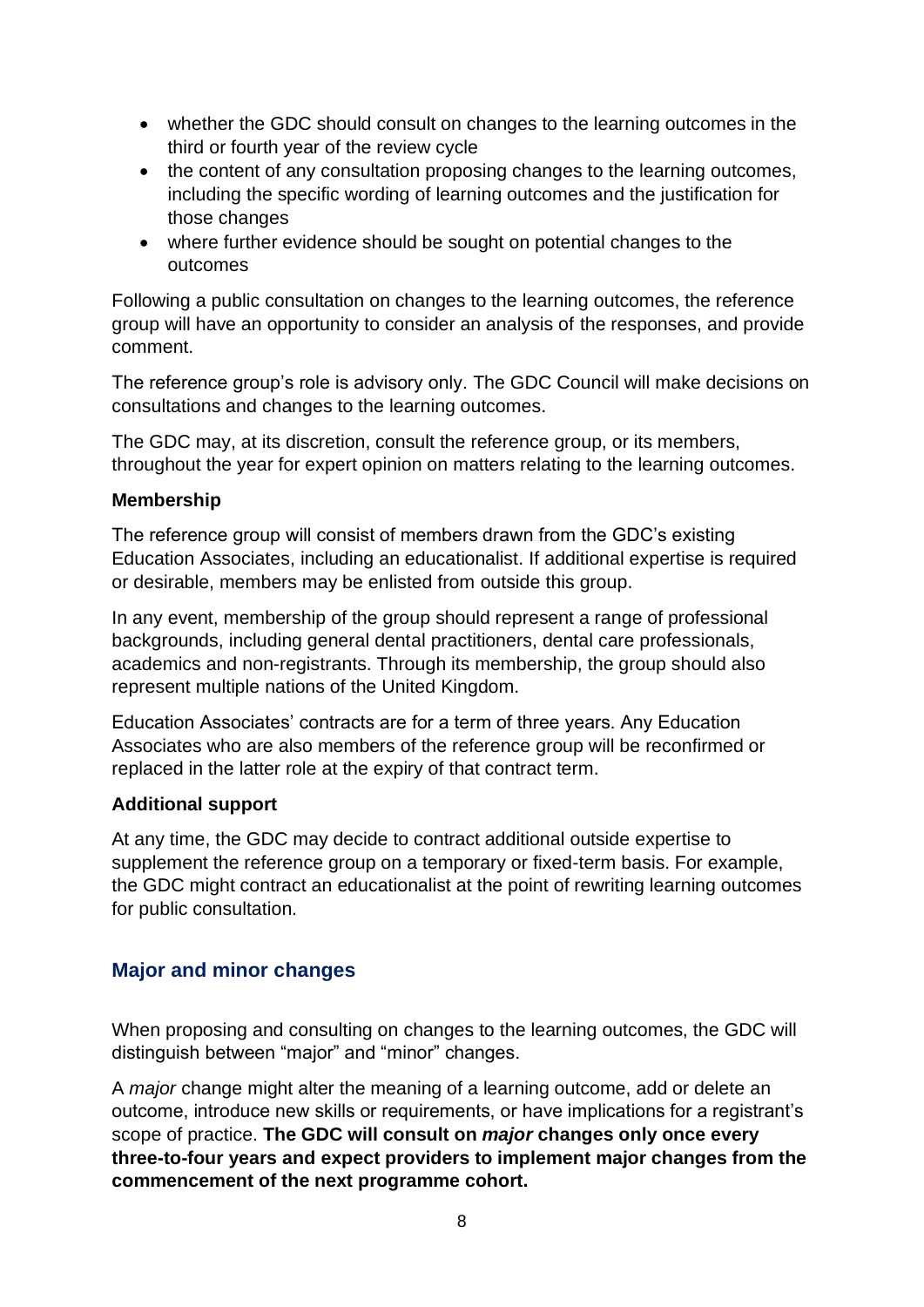- whether the GDC should consult on changes to the learning outcomes in the third or fourth year of the review cycle
- the content of any consultation proposing changes to the learning outcomes, including the specific wording of learning outcomes and the justification for those changes
- where further evidence should be sought on potential changes to the outcomes

Following a public consultation on changes to the learning outcomes, the reference group will have an opportunity to consider an analysis of the responses, and provide comment.

The reference group's role is advisory only. The GDC Council will make decisions on consultations and changes to the learning outcomes.

The GDC may, at its discretion, consult the reference group, or its members, throughout the year for expert opinion on matters relating to the learning outcomes.

**Membership**

The reference group will consist of members drawn from the GDC's existing Education Associates, including an educationalist. If additional expertise is required or desirable, members may be enlisted from outside this group.

In any event, membership of the group should represent a range of professional backgrounds, including general dental practitioners, dental care professionals, academics and non-registrants. Through its membership, the group should also represent multiple nations of the United Kingdom.

Education Associates' contracts are for a term of three years. Any Education Associates who are also members of the reference group will be reconfirmed or replaced in the latter role at the expiry of that contract term.

**Additional support**

At any time, the GDC may decide to contract additional outside expertise to supplement the reference group on a temporary or fixed-term basis. For example, the GDC might contract an educationalist at the point of rewriting learning outcomes for public consultation.

## Major and minor changes

When proposing and consulting on changes to the learning outcomes, the GDC will distinguish between "major" and "minor" changes.

A *major* change might alter the meaning of a learning outcome, add or delete an outcome, introduce new skills or requirements, or have implications for a registrant's scope of practice. **The GDC will consult on *major* changes only once every three-to-four years and expect providers to implement major changes from the commencement of the next programme cohort.**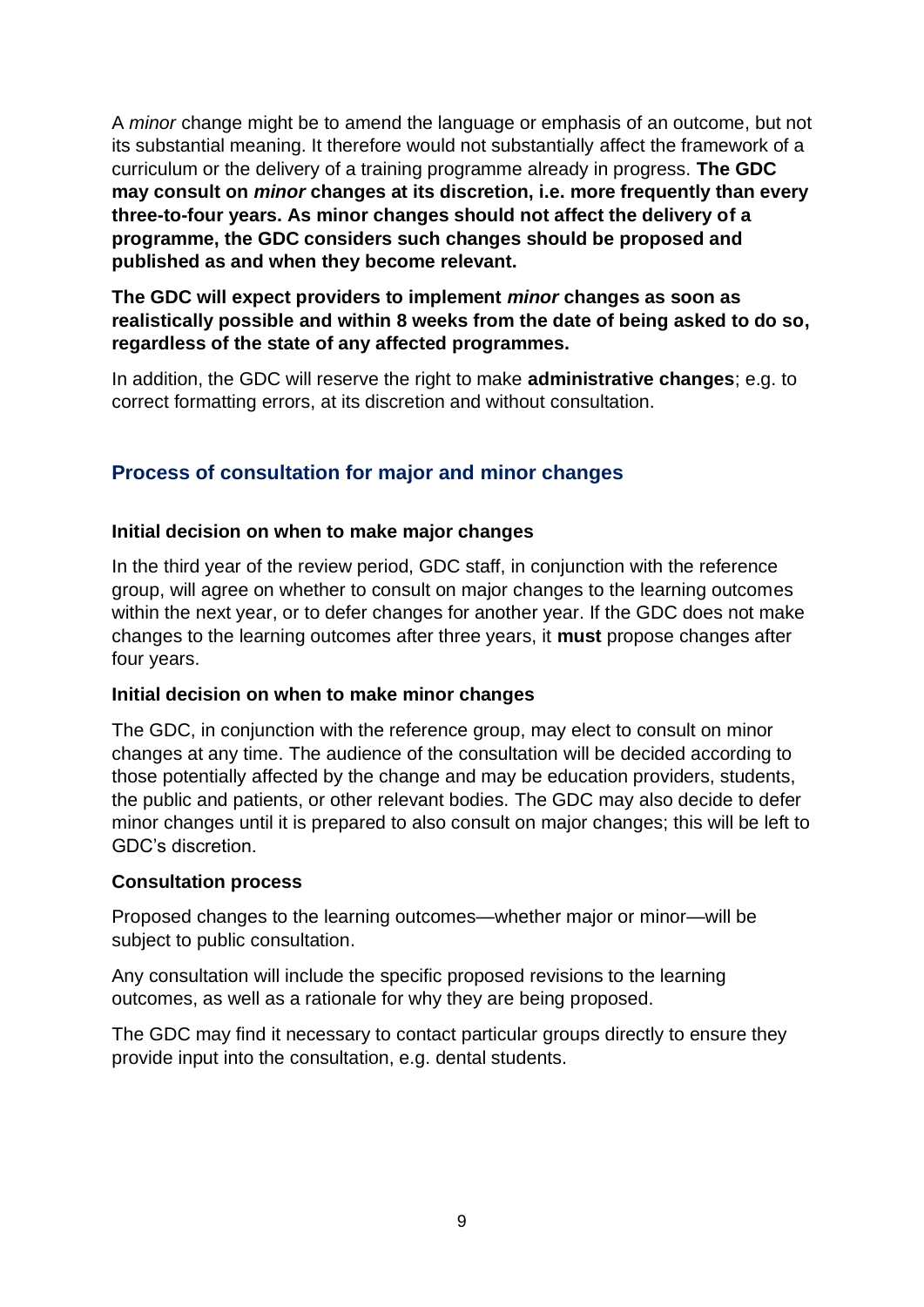A *minor* change might be to amend the language or emphasis of an outcome, but not its substantial meaning. It therefore would not substantially affect the framework of a curriculum or the delivery of a training programme already in progress. **The GDC may consult on *minor* changes at its discretion, i.e. more frequently than every three-to-four years. As minor changes should not affect the delivery of a programme, the GDC considers such changes should be proposed and published as and when they become relevant.**

**The GDC will expect providers to implement *minor* changes as soon as realistically possible and within 8 weeks from the date of being asked to do so, regardless of the state of any affected programmes.**

In addition, the GDC will reserve the right to make **administrative changes**; e.g. to correct formatting errors, at its discretion and without consultation.

## Process of consultation for major and minor changes

### Initial decision on when to make major changes

In the third year of the review period, GDC staff, in conjunction with the reference group, will agree on whether to consult on major changes to the learning outcomes within the next year, or to defer changes for another year. If the GDC does not make changes to the learning outcomes after three years, it **must** propose changes after four years.

### Initial decision on when to make minor changes

The GDC, in conjunction with the reference group, may elect to consult on minor changes at any time. The audience of the consultation will be decided according to those potentially affected by the change and may be education providers, students, the public and patients, or other relevant bodies. The GDC may also decide to defer minor changes until it is prepared to also consult on major changes; this will be left to GDC's discretion.

### Consultation process

Proposed changes to the learning outcomes—whether major or minor—will be subject to public consultation.

Any consultation will include the specific proposed revisions to the learning outcomes, as well as a rationale for why they are being proposed.

The GDC may find it necessary to contact particular groups directly to ensure they provide input into the consultation, e.g. dental students.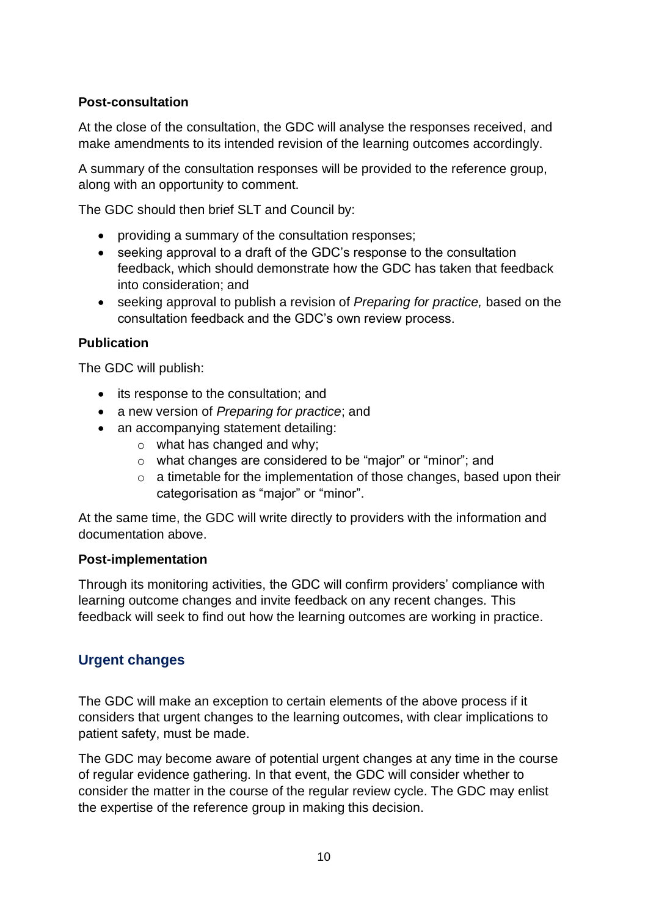**Post-consultation**

At the close of the consultation, the GDC will analyse the responses received, and make amendments to its intended revision of the learning outcomes accordingly.

A summary of the consultation responses will be provided to the reference group, along with an opportunity to comment.

The GDC should then brief SLT and Council by:

- providing a summary of the consultation responses;
- seeking approval to a draft of the GDC's response to the consultation feedback, which should demonstrate how the GDC has taken that feedback into consideration; and
- seeking approval to publish a revision of *Preparing for practice,* based on the consultation feedback and the GDC's own review process.

**Publication**

The GDC will publish:

- its response to the consultation; and
- a new version of *Preparing for practice*; and
- an accompanying statement detailing:
    - what has changed and why;
    - what changes are considered to be "major" or "minor"; and
    - a timetable for the implementation of those changes, based upon their categorisation as "major" or "minor".

At the same time, the GDC will write directly to providers with the information and documentation above.

**Post-implementation**

Through its monitoring activities, the GDC will confirm providers' compliance with learning outcome changes and invite feedback on any recent changes. This feedback will seek to find out how the learning outcomes are working in practice.

## Urgent changes

The GDC will make an exception to certain elements of the above process if it considers that urgent changes to the learning outcomes, with clear implications to patient safety, must be made.

The GDC may become aware of potential urgent changes at any time in the course of regular evidence gathering. In that event, the GDC will consider whether to consider the matter in the course of the regular review cycle. The GDC may enlist the expertise of the reference group in making this decision.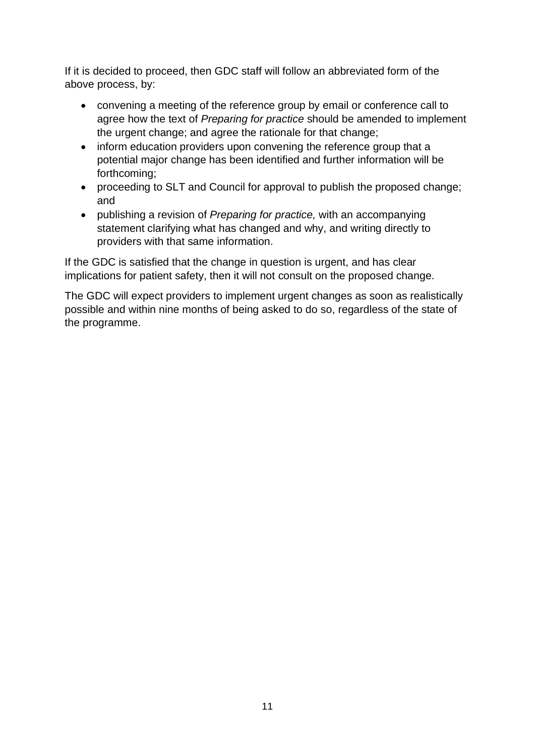If it is decided to proceed, then GDC staff will follow an abbreviated form of the above process, by:

- convening a meeting of the reference group by email or conference call to agree how the text of *Preparing for practice* should be amended to implement the urgent change; and agree the rationale for that change;
- inform education providers upon convening the reference group that a potential major change has been identified and further information will be forthcoming;
- proceeding to SLT and Council for approval to publish the proposed change; and
- publishing a revision of *Preparing for practice,* with an accompanying statement clarifying what has changed and why, and writing directly to providers with that same information.

If the GDC is satisfied that the change in question is urgent, and has clear implications for patient safety, then it will not consult on the proposed change.

The GDC will expect providers to implement urgent changes as soon as realistically possible and within nine months of being asked to do so, regardless of the state of the programme.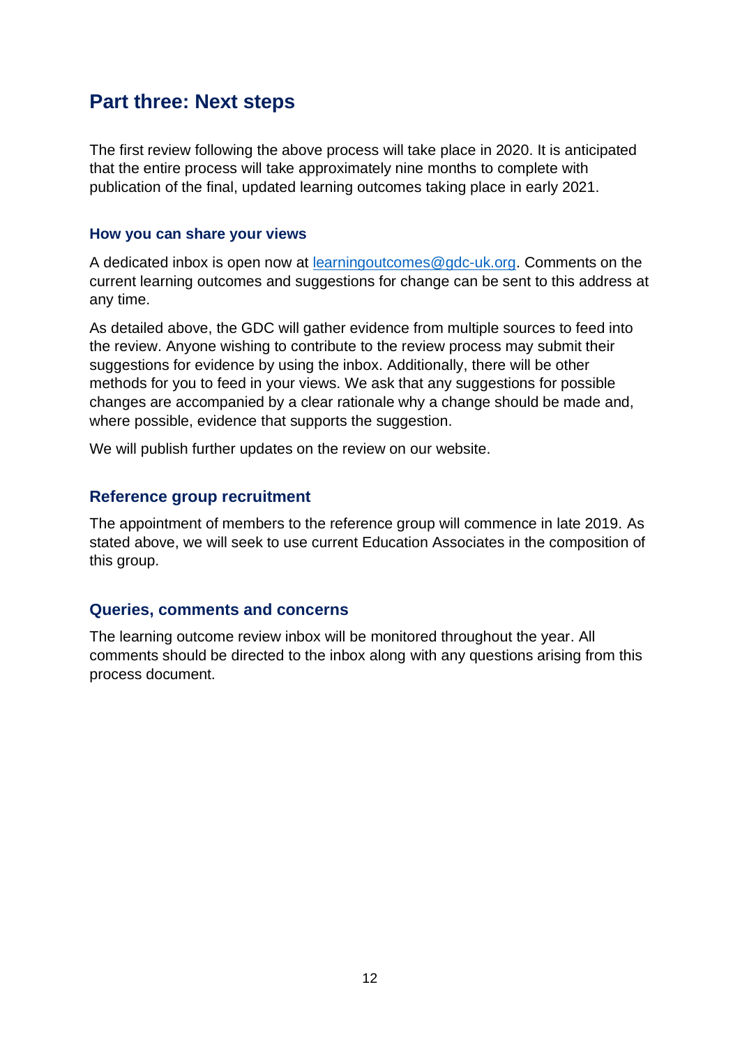## Part three: Next steps

The first review following the above process will take place in 2020. It is anticipated that the entire process will take approximately nine months to complete with publication of the final, updated learning outcomes taking place in early 2021.

#### How you can share your views

A dedicated inbox is open now at learningoutcomes@gdc-uk.org. Comments on the current learning outcomes and suggestions for change can be sent to this address at any time.

As detailed above, the GDC will gather evidence from multiple sources to feed into the review. Anyone wishing to contribute to the review process may submit their suggestions for evidence by using the inbox. Additionally, there will be other methods for you to feed in your views. We ask that any suggestions for possible changes are accompanied by a clear rationale why a change should be made and, where possible, evidence that supports the suggestion.

We will publish further updates on the review on our website.

### Reference group recruitment

The appointment of members to the reference group will commence in late 2019. As stated above, we will seek to use current Education Associates in the composition of this group.

### Queries, comments and concerns

The learning outcome review inbox will be monitored throughout the year. All comments should be directed to the inbox along with any questions arising from this process document.